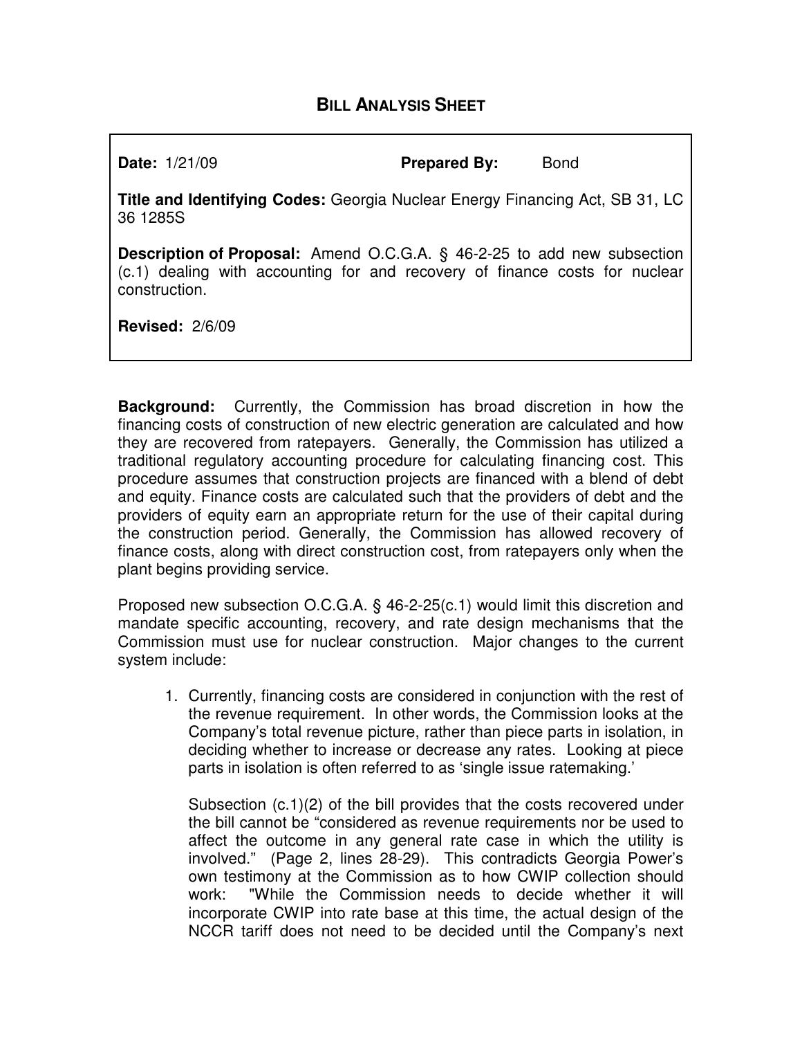# BILL ANALYSIS SHEET

**Date:** 1/21/09 **Prepared By:** Bond

**Title and Identifying Codes:** Georgia Nuclear Energy Financing Act, SB 31, LC 36 1285S

**Description of Proposal:** Amend O.C.G.A. § 46-2-25 to add new subsection (c.1) dealing with accounting for and recovery of finance costs for nuclear construction.

**Revised:** 2/6/09

**Background:** Currently, the Commission has broad discretion in how the financing costs of construction of new electric generation are calculated and how they are recovered from ratepayers. Generally, the Commission has utilized a traditional regulatory accounting procedure for calculating financing cost. This procedure assumes that construction projects are financed with a blend of debt and equity. Finance costs are calculated such that the providers of debt and the providers of equity earn an appropriate return for the use of their capital during the construction period. Generally, the Commission has allowed recovery of finance costs, along with direct construction cost, from ratepayers only when the plant begins providing service.

Proposed new subsection O.C.G.A. § 46-2-25(c.1) would limit this discretion and mandate specific accounting, recovery, and rate design mechanisms that the Commission must use for nuclear construction. Major changes to the current system include:

1. Currently, financing costs are considered in conjunction with the rest of the revenue requirement. In other words, the Commission looks at the Company's total revenue picture, rather than piece parts in isolation, in deciding whether to increase or decrease any rates. Looking at piece parts in isolation is often referred to as 'single issue ratemaking.'

   Subsection (c.1)(2) of the bill provides that the costs recovered under the bill cannot be "considered as revenue requirements nor be used to affect the outcome in any general rate case in which the utility is involved." (Page 2, lines 28-29). This contradicts Georgia Power's own testimony at the Commission as to how CWIP collection should work: "While the Commission needs to decide whether it will incorporate CWIP into rate base at this time, the actual design of the NCCR tariff does not need to be decided until the Company's next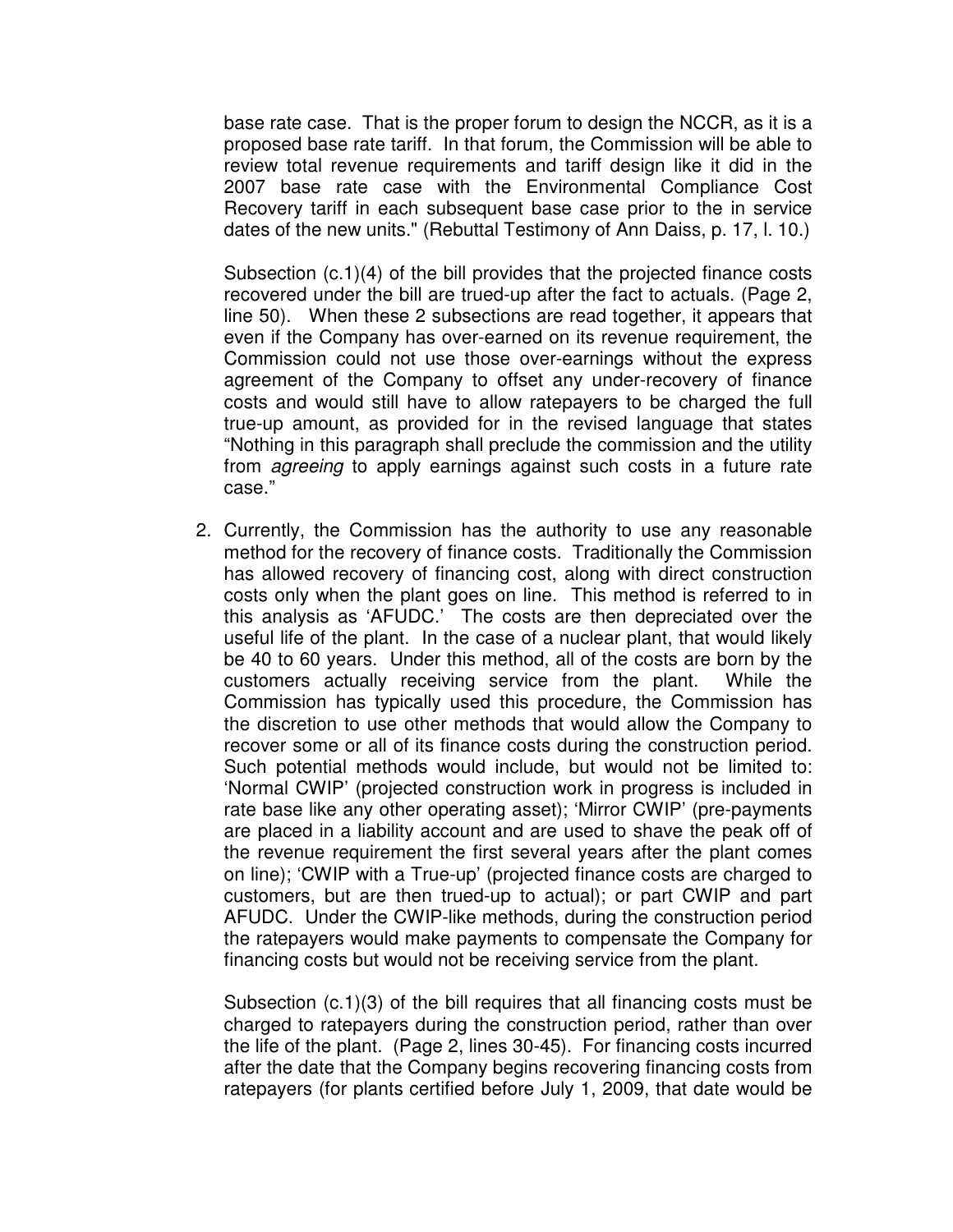base rate case. That is the proper forum to design the NCCR, as it is a proposed base rate tariff. In that forum, the Commission will be able to review total revenue requirements and tariff design like it did in the 2007 base rate case with the Environmental Compliance Cost Recovery tariff in each subsequent base case prior to the in service dates of the new units." (Rebuttal Testimony of Ann Daiss, p. 17, l. 10.)

Subsection (c.1)(4) of the bill provides that the projected finance costs recovered under the bill are trued-up after the fact to actuals. (Page 2, line 50). When these 2 subsections are read together, it appears that even if the Company has over-earned on its revenue requirement, the Commission could not use those over-earnings without the express agreement of the Company to offset any under-recovery of finance costs and would still have to allow ratepayers to be charged the full true-up amount, as provided for in the revised language that states "Nothing in this paragraph shall preclude the commission and the utility from *agreeing* to apply earnings against such costs in a future rate case."

2. Currently, the Commission has the authority to use any reasonable method for the recovery of finance costs. Traditionally the Commission has allowed recovery of financing cost, along with direct construction costs only when the plant goes on line. This method is referred to in this analysis as 'AFUDC.' The costs are then depreciated over the useful life of the plant. In the case of a nuclear plant, that would likely be 40 to 60 years. Under this method, all of the costs are born by the customers actually receiving service from the plant. While the Commission has typically used this procedure, the Commission has the discretion to use other methods that would allow the Company to recover some or all of its finance costs during the construction period. Such potential methods would include, but would not be limited to: 'Normal CWIP' (projected construction work in progress is included in rate base like any other operating asset); 'Mirror CWIP' (pre-payments are placed in a liability account and are used to shave the peak off of the revenue requirement the first several years after the plant comes on line); 'CWIP with a True-up' (projected finance costs are charged to customers, but are then trued-up to actual); or part CWIP and part AFUDC. Under the CWIP-like methods, during the construction period the ratepayers would make payments to compensate the Company for financing costs but would not be receiving service from the plant.

   Subsection (c.1)(3) of the bill requires that all financing costs must be charged to ratepayers during the construction period, rather than over the life of the plant. (Page 2, lines 30-45). For financing costs incurred after the date that the Company begins recovering financing costs from ratepayers (for plants certified before July 1, 2009, that date would be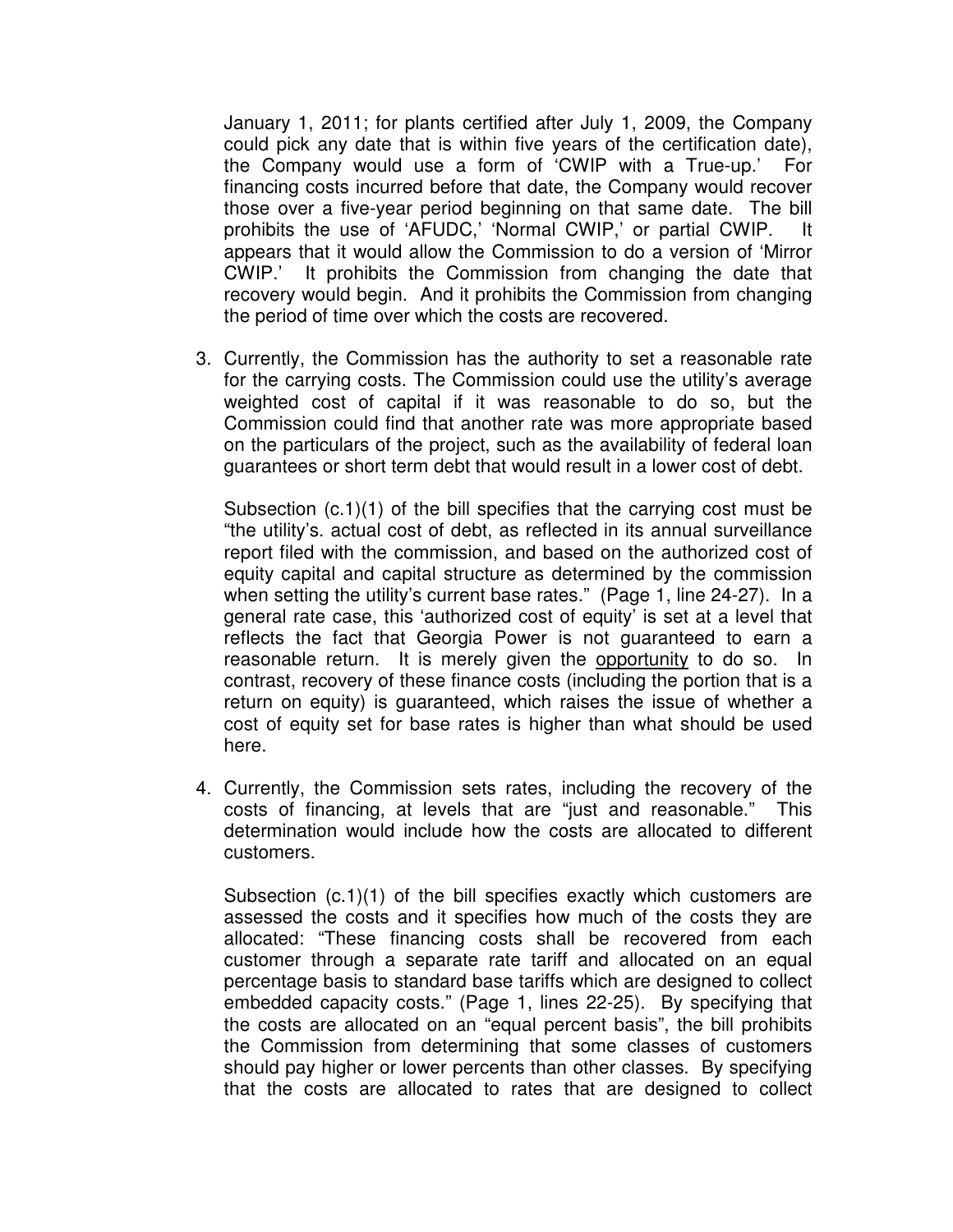January 1, 2011; for plants certified after July 1, 2009, the Company could pick any date that is within five years of the certification date), the Company would use a form of 'CWIP with a True-up.' For financing costs incurred before that date, the Company would recover those over a five-year period beginning on that same date. The bill prohibits the use of 'AFUDC,' 'Normal CWIP,' or partial CWIP. It appears that it would allow the Commission to do a version of 'Mirror CWIP.' It prohibits the Commission from changing the date that recovery would begin. And it prohibits the Commission from changing the period of time over which the costs are recovered.

3. Currently, the Commission has the authority to set a reasonable rate for the carrying costs. The Commission could use the utility's average weighted cost of capital if it was reasonable to do so, but the Commission could find that another rate was more appropriate based on the particulars of the project, such as the availability of federal loan guarantees or short term debt that would result in a lower cost of debt.

   Subsection (c.1)(1) of the bill specifies that the carrying cost must be "the utility's. actual cost of debt, as reflected in its annual surveillance report filed with the commission, and based on the authorized cost of equity capital and capital structure as determined by the commission when setting the utility's current base rates." (Page 1, line 24-27). In a general rate case, this 'authorized cost of equity' is set at a level that reflects the fact that Georgia Power is not guaranteed to earn a reasonable return. It is merely given the <u>opportunity</u> to do so. In contrast, recovery of these finance costs (including the portion that is a return on equity) is guaranteed, which raises the issue of whether a cost of equity set for base rates is higher than what should be used here.

4. Currently, the Commission sets rates, including the recovery of the costs of financing, at levels that are "just and reasonable." This determination would include how the costs are allocated to different customers.

   Subsection (c.1)(1) of the bill specifies exactly which customers are assessed the costs and it specifies how much of the costs they are allocated: "These financing costs shall be recovered from each customer through a separate rate tariff and allocated on an equal percentage basis to standard base tariffs which are designed to collect embedded capacity costs." (Page 1, lines 22-25). By specifying that the costs are allocated on an "equal percent basis", the bill prohibits the Commission from determining that some classes of customers should pay higher or lower percents than other classes. By specifying that the costs are allocated to rates that are designed to collect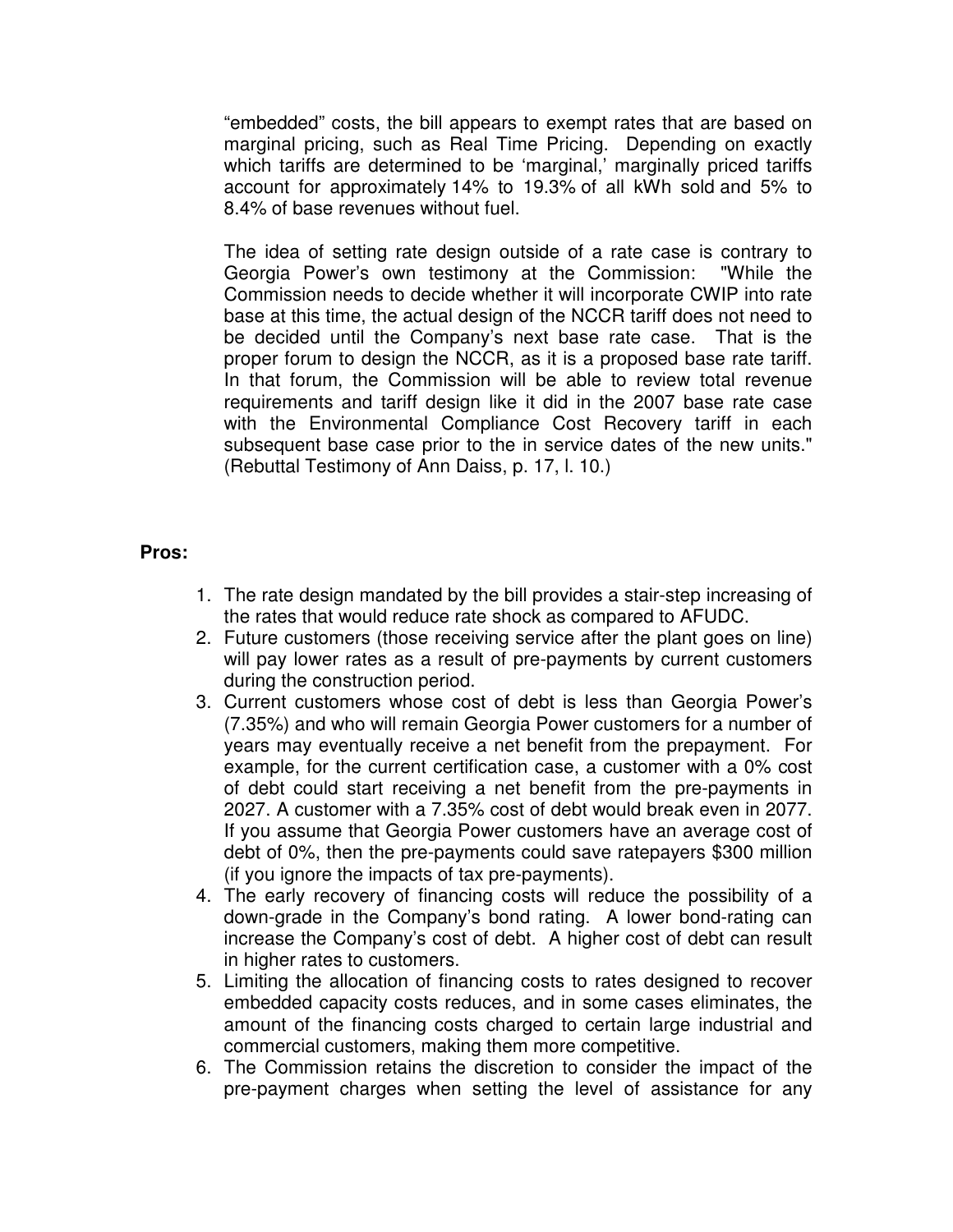"embedded" costs, the bill appears to exempt rates that are based on marginal pricing, such as Real Time Pricing. Depending on exactly which tariffs are determined to be 'marginal,' marginally priced tariffs account for approximately 14% to 19.3% of all kWh sold and 5% to 8.4% of base revenues without fuel.

The idea of setting rate design outside of a rate case is contrary to Georgia Power's own testimony at the Commission: "While the Commission needs to decide whether it will incorporate CWIP into rate base at this time, the actual design of the NCCR tariff does not need to be decided until the Company's next base rate case. That is the proper forum to design the NCCR, as it is a proposed base rate tariff. In that forum, the Commission will be able to review total revenue requirements and tariff design like it did in the 2007 base rate case with the Environmental Compliance Cost Recovery tariff in each subsequent base case prior to the in service dates of the new units." (Rebuttal Testimony of Ann Daiss, p. 17, l. 10.)

**Pros:**

1. The rate design mandated by the bill provides a stair-step increasing of the rates that would reduce rate shock as compared to AFUDC.
2. Future customers (those receiving service after the plant goes on line) will pay lower rates as a result of pre-payments by current customers during the construction period.
3. Current customers whose cost of debt is less than Georgia Power's (7.35%) and who will remain Georgia Power customers for a number of years may eventually receive a net benefit from the prepayment. For example, for the current certification case, a customer with a 0% cost of debt could start receiving a net benefit from the pre-payments in 2027. A customer with a 7.35% cost of debt would break even in 2077. If you assume that Georgia Power customers have an average cost of debt of 0%, then the pre-payments could save ratepayers $300 million (if you ignore the impacts of tax pre-payments).
4. The early recovery of financing costs will reduce the possibility of a down-grade in the Company's bond rating. A lower bond-rating can increase the Company's cost of debt. A higher cost of debt can result in higher rates to customers.
5. Limiting the allocation of financing costs to rates designed to recover embedded capacity costs reduces, and in some cases eliminates, the amount of the financing costs charged to certain large industrial and commercial customers, making them more competitive.
6. The Commission retains the discretion to consider the impact of the pre-payment charges when setting the level of assistance for any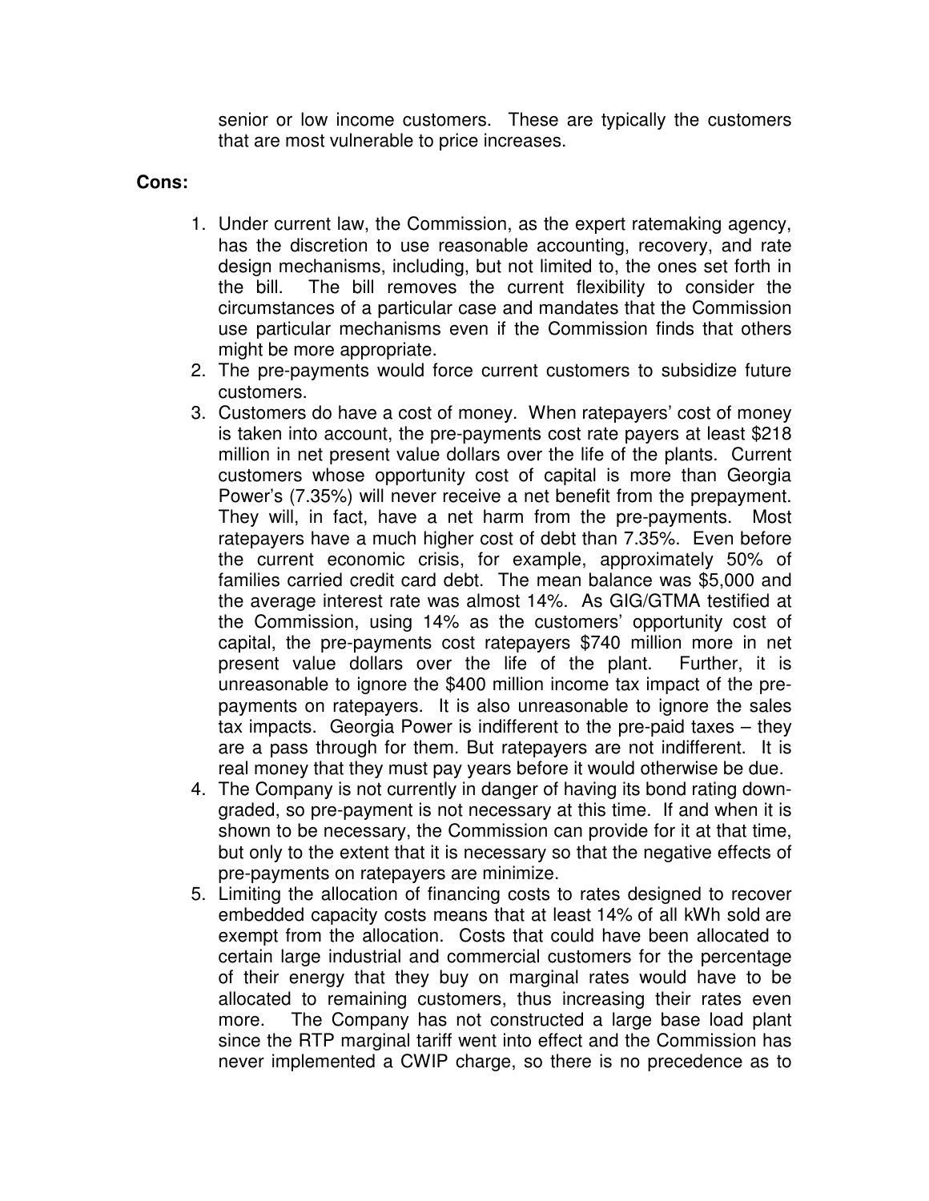senior or low income customers. These are typically the customers that are most vulnerable to price increases.

**Cons:**

1. Under current law, the Commission, as the expert ratemaking agency, has the discretion to use reasonable accounting, recovery, and rate design mechanisms, including, but not limited to, the ones set forth in the bill. The bill removes the current flexibility to consider the circumstances of a particular case and mandates that the Commission use particular mechanisms even if the Commission finds that others might be more appropriate.
2. The pre-payments would force current customers to subsidize future customers.
3. Customers do have a cost of money. When ratepayers' cost of money is taken into account, the pre-payments cost rate payers at least $218 million in net present value dollars over the life of the plants. Current customers whose opportunity cost of capital is more than Georgia Power's (7.35%) will never receive a net benefit from the prepayment. They will, in fact, have a net harm from the pre-payments. Most ratepayers have a much higher cost of debt than 7.35%. Even before the current economic crisis, for example, approximately 50% of families carried credit card debt. The mean balance was $5,000 and the average interest rate was almost 14%. As GIG/GTMA testified at the Commission, using 14% as the customers' opportunity cost of capital, the pre-payments cost ratepayers $740 million more in net present value dollars over the life of the plant. Further, it is unreasonable to ignore the $400 million income tax impact of the pre-payments on ratepayers. It is also unreasonable to ignore the sales tax impacts. Georgia Power is indifferent to the pre-paid taxes – they are a pass through for them. But ratepayers are not indifferent. It is real money that they must pay years before it would otherwise be due.
4. The Company is not currently in danger of having its bond rating down-graded, so pre-payment is not necessary at this time. If and when it is shown to be necessary, the Commission can provide for it at that time, but only to the extent that it is necessary so that the negative effects of pre-payments on ratepayers are minimize.
5. Limiting the allocation of financing costs to rates designed to recover embedded capacity costs means that at least 14% of all kWh sold are exempt from the allocation. Costs that could have been allocated to certain large industrial and commercial customers for the percentage of their energy that they buy on marginal rates would have to be allocated to remaining customers, thus increasing their rates even more. The Company has not constructed a large base load plant since the RTP marginal tariff went into effect and the Commission has never implemented a CWIP charge, so there is no precedence as to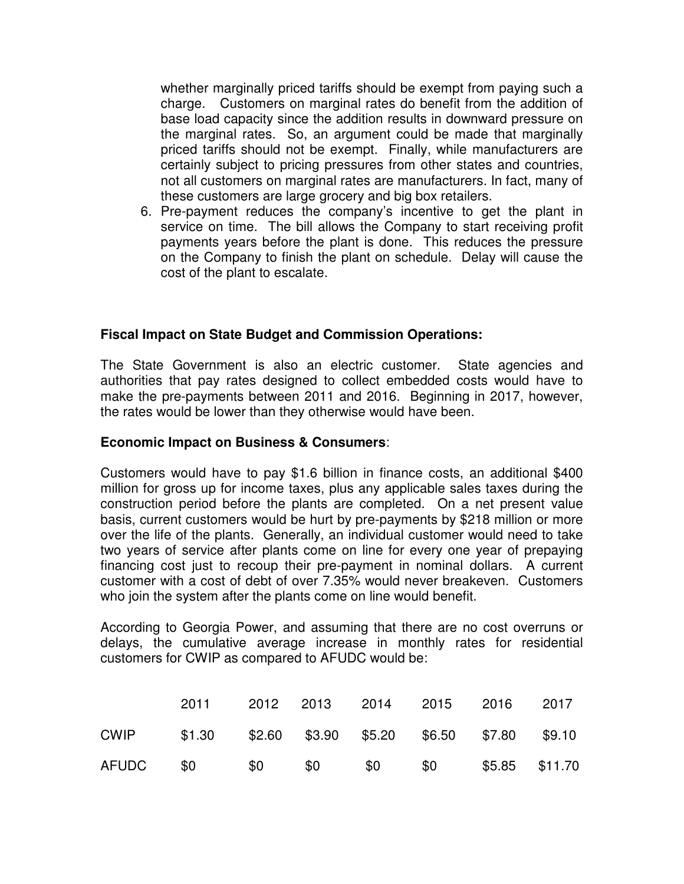whether marginally priced tariffs should be exempt from paying such a charge. Customers on marginal rates do benefit from the addition of base load capacity since the addition results in downward pressure on the marginal rates. So, an argument could be made that marginally priced tariffs should not be exempt. Finally, while manufacturers are certainly subject to pricing pressures from other states and countries, not all customers on marginal rates are manufacturers. In fact, many of these customers are large grocery and big box retailers.

6. Pre-payment reduces the company's incentive to get the plant in service on time. The bill allows the Company to start receiving profit payments years before the plant is done. This reduces the pressure on the Company to finish the plant on schedule. Delay will cause the cost of the plant to escalate.

**Fiscal Impact on State Budget and Commission Operations:**

The State Government is also an electric customer. State agencies and authorities that pay rates designed to collect embedded costs would have to make the pre-payments between 2011 and 2016. Beginning in 2017, however, the rates would be lower than they otherwise would have been.

**Economic Impact on Business & Consumers**:

Customers would have to pay $1.6 billion in finance costs, an additional $400 million for gross up for income taxes, plus any applicable sales taxes during the construction period before the plants are completed. On a net present value basis, current customers would be hurt by pre-payments by $218 million or more over the life of the plants. Generally, an individual customer would need to take two years of service after plants come on line for every one year of prepaying financing cost just to recoup their pre-payment in nominal dollars. A current customer with a cost of debt of over 7.35% would never breakeven. Customers who join the system after the plants come on line would benefit.

According to Georgia Power, and assuming that there are no cost overruns or delays, the cumulative average increase in monthly rates for residential customers for CWIP as compared to AFUDC would be:

| | 2011 | 2012 | 2013 | 2014 | 2015 | 2016 | 2017 |
|---|---|---|---|---|---|---|---|
| CWIP | $1.30 | $2.60 | $3.90 | $5.20 | $6.50 | $7.80 | $9.10 |
| AFUDC | $0 | $0 | $0 | $0 | $0 | $5.85 | $11.70 |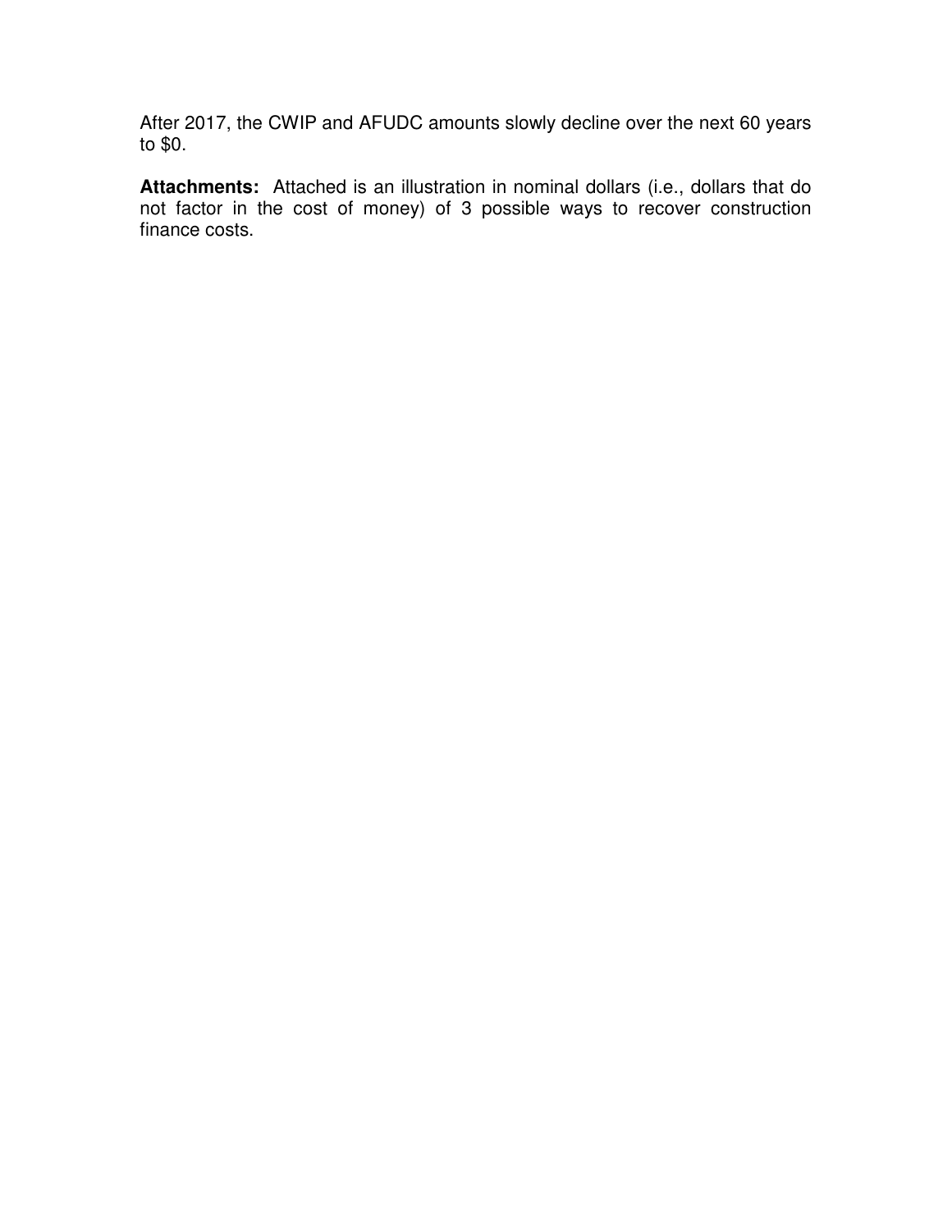After 2017, the CWIP and AFUDC amounts slowly decline over the next 60 years to $0.

**Attachments:** Attached is an illustration in nominal dollars (i.e., dollars that do not factor in the cost of money) of 3 possible ways to recover construction finance costs.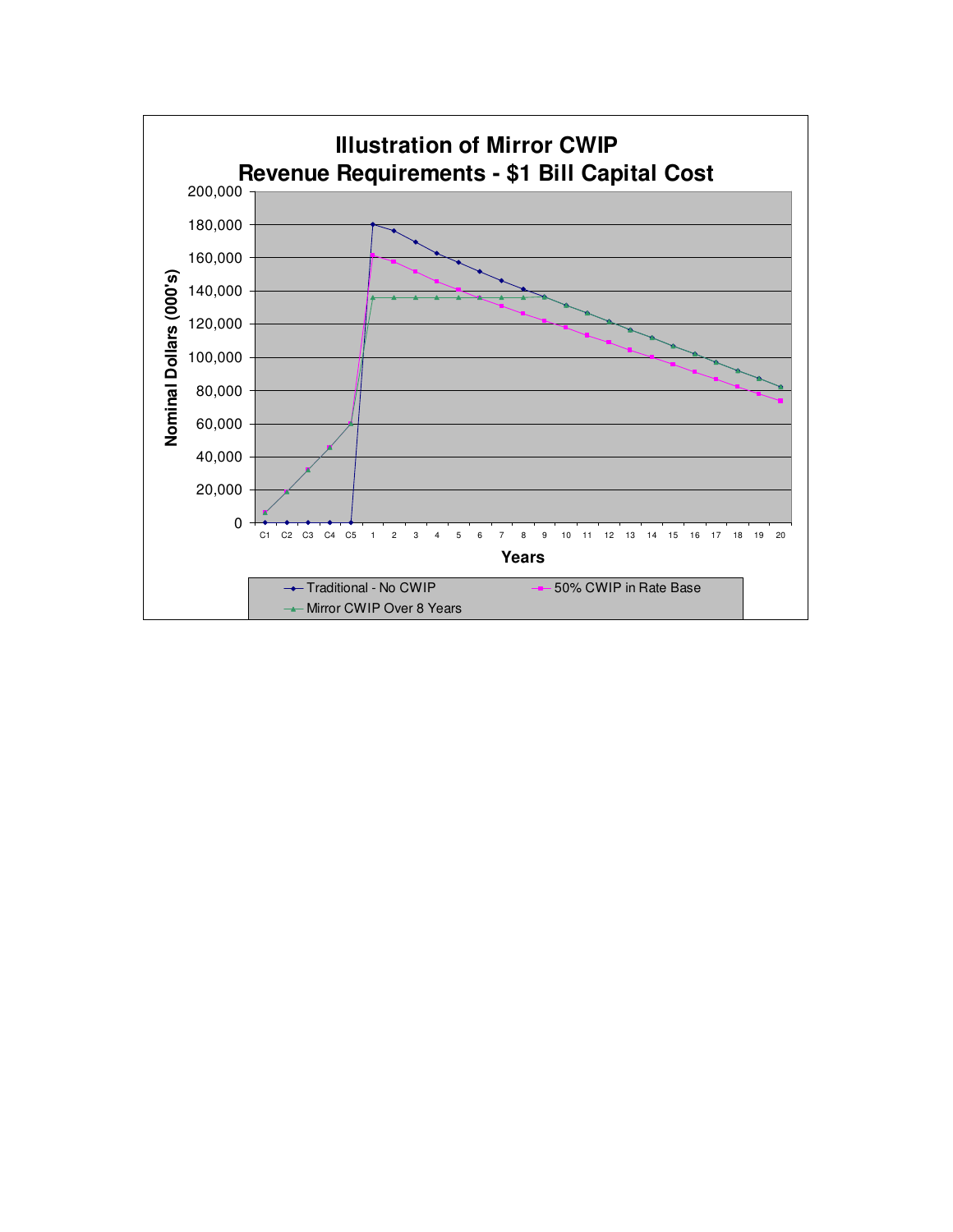Illustration of Mirror CWIP
Revenue Requirements - $1 Bill Capital Cost

Nominal Dollars (000's)

200,000
180,000
160,000
140,000
120,000
100,000
80,000
60,000
40,000
20,000
0

C1 C2 C3 C4 C5 1 2 3 4 5 6 7 8 9 10 11 12 13 14 15 16 17 18 19 20

Years

Traditional - No CWIP
50% CWIP in Rate Base
Mirror CWIP Over 8 Years